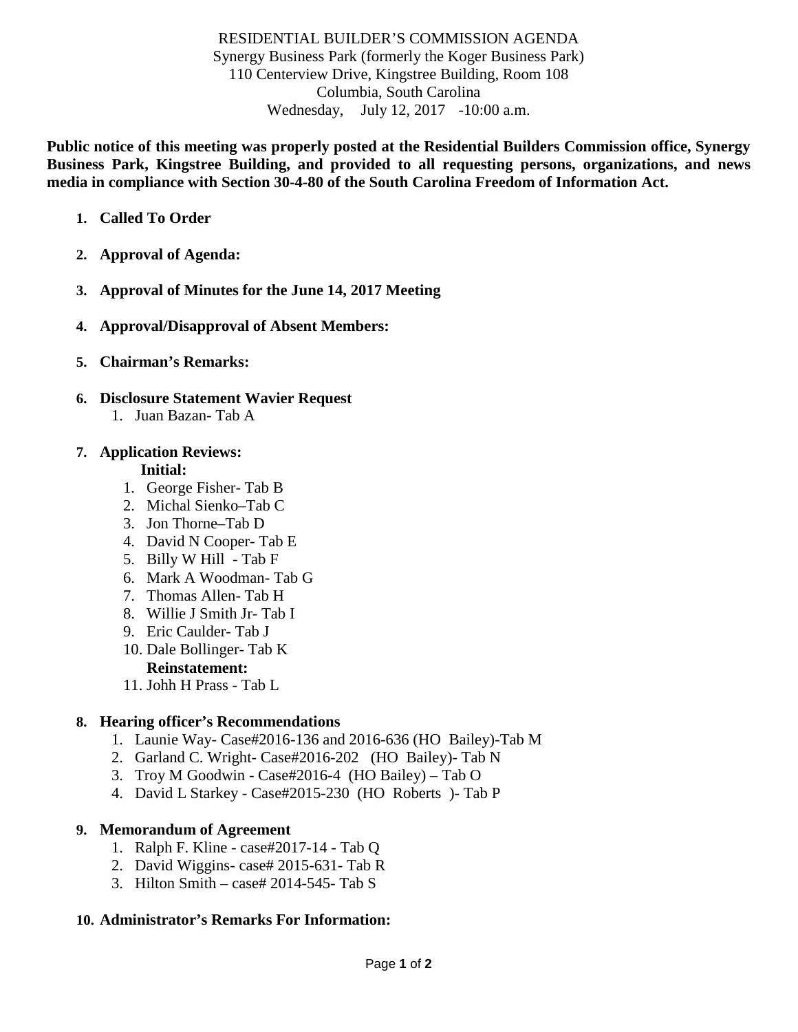RESIDENTIAL BUILDER'S COMMISSION AGENDA
Synergy Business Park (formerly the Koger Business Park)
110 Centerview Drive, Kingstree Building, Room 108
Columbia, South Carolina
Wednesday, July 12, 2017 -10:00 a.m.

**Public notice of this meeting was properly posted at the Residential Builders Commission office, Synergy Business Park, Kingstree Building, and provided to all requesting persons, organizations, and news media in compliance with Section 30-4-80 of the South Carolina Freedom of Information Act.**

1. **Called To Order**

2. **Approval of Agenda:**

3. **Approval of Minutes for the June 14, 2017 Meeting**

4. **Approval/Disapproval of Absent Members:**

5. **Chairman's Remarks:**

6. **Disclosure Statement Wavier Request**
   1. Juan Bazan- Tab A

7. **Application Reviews:**
   **Initial:**
   1. George Fisher- Tab B
   2. Michal Sienko–Tab C
   3. Jon Thorne–Tab D
   4. David N Cooper- Tab E
   5. Billy W Hill - Tab F
   6. Mark A Woodman- Tab G
   7. Thomas Allen- Tab H
   8. Willie J Smith Jr- Tab I
   9. Eric Caulder- Tab J
   10. Dale Bollinger- Tab K

   **Reinstatement:**

   11. Johh H Prass - Tab L

8. **Hearing officer's Recommendations**
   1. Launie Way- Case#2016-136 and 2016-636 (HO Bailey)-Tab M
   2. Garland C. Wright- Case#2016-202 (HO Bailey)- Tab N
   3. Troy M Goodwin - Case#2016-4 (HO Bailey) – Tab O
   4. David L Starkey - Case#2015-230 (HO Roberts )- Tab P

9. **Memorandum of Agreement**
   1. Ralph F. Kline - case#2017-14 - Tab Q
   2. David Wiggins- case# 2015-631- Tab R
   3. Hilton Smith – case# 2014-545- Tab S

10. **Administrator's Remarks For Information:**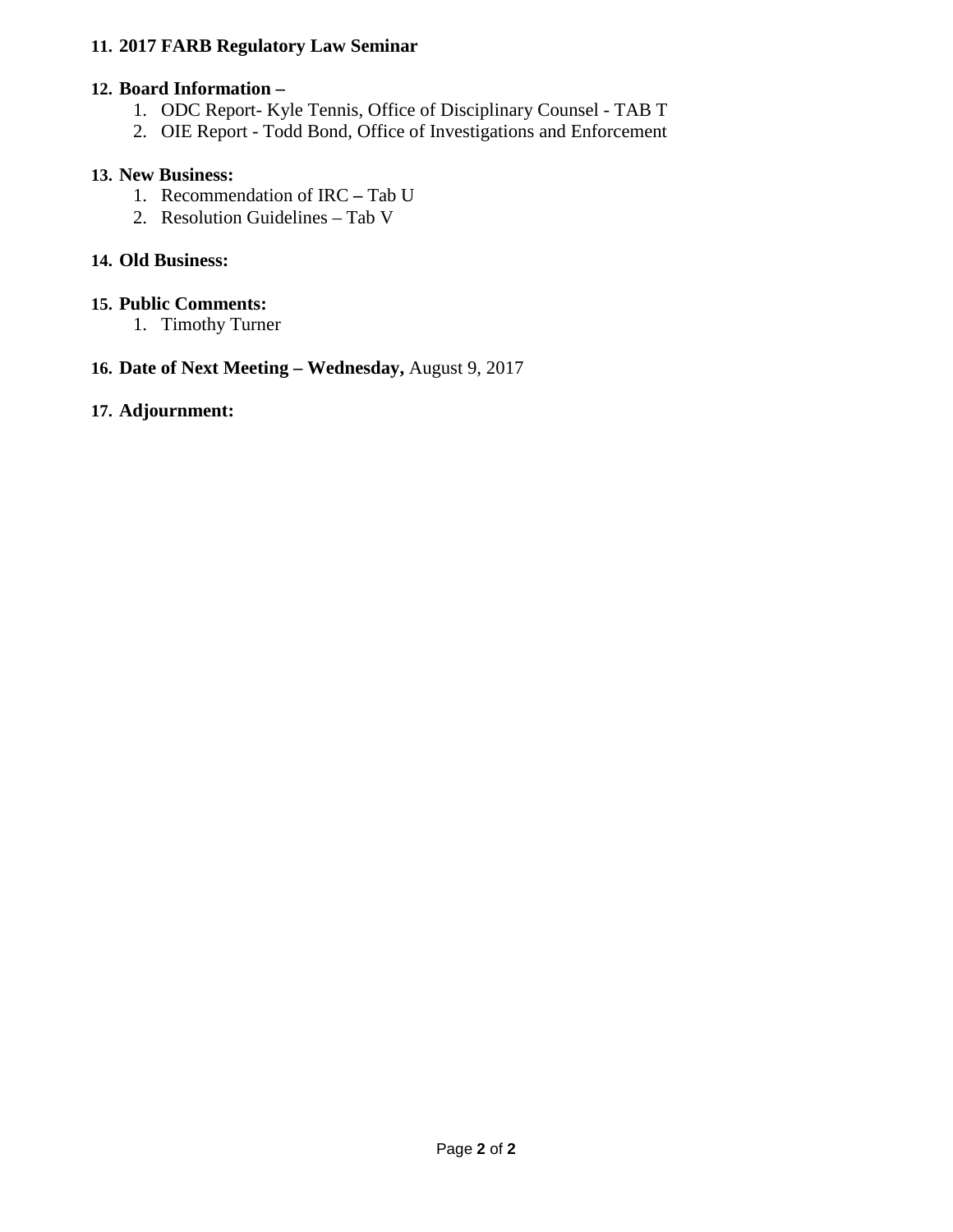11. **2017 FARB Regulatory Law Seminar**

12. **Board Information –**
    1. ODC Report- Kyle Tennis, Office of Disciplinary Counsel - TAB T
    2. OIE Report - Todd Bond, Office of Investigations and Enforcement

13. **New Business:**
    1. Recommendation of IRC **–** Tab U
    2. Resolution Guidelines – Tab V

14. **Old Business:**

15. **Public Comments:**
    1. Timothy Turner

16. **Date of Next Meeting – Wednesday,** August 9, 2017

17. **Adjournment:**